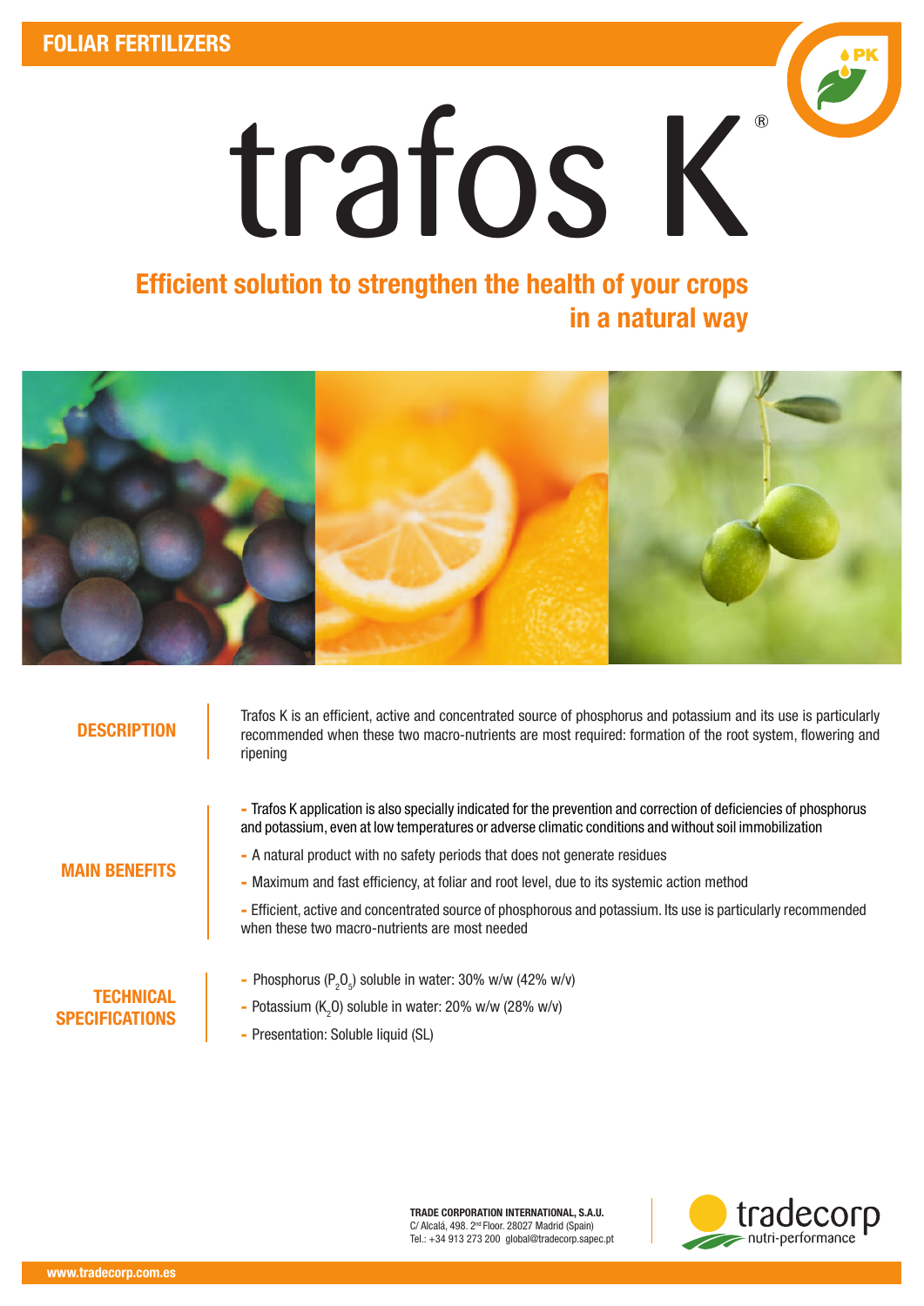FOLIAR FERTILIZERS

PK

# trafos K®

## Efficient solution to strengthen the health of your crops in a natural way

### DESCRIPTION

Trafos K is an efficient, active and concentrated source of phosphorus and potassium and its use is particularly recommended when these two macro-nutrients are most required: formation of the root system, flowering and ripening

### MAIN BENEFITS

- Trafos K application is also specially indicated for the prevention and correction of deficiencies of phosphorus and potassium, even at low temperatures or adverse climatic conditions and without soil immobilization
- A natural product with no safety periods that does not generate residues
- Maximum and fast efficiency, at foliar and root level, due to its systemic action method
- Efficient, active and concentrated source of phosphorous and potassium. Its use is particularly recommended when these two macro-nutrients are most needed

### TECHNICAL SPECIFICATIONS

- Phosphorus ($P_2O_5$) soluble in water: 30% w/w (42% w/v)
- Potassium ($K_2O$) soluble in water: 20% w/w (28% w/v)
- Presentation: Soluble liquid (SL)

**TRADE CORPORATION INTERNATIONAL, S.A.U.**
C/ Alcalá, 498. 2nd Floor. 28027 Madrid (Spain)
Tel.: +34 913 273 200 global@tradecorp.sapec.pt

tradecorp nutri-performance

www.tradecorp.com.es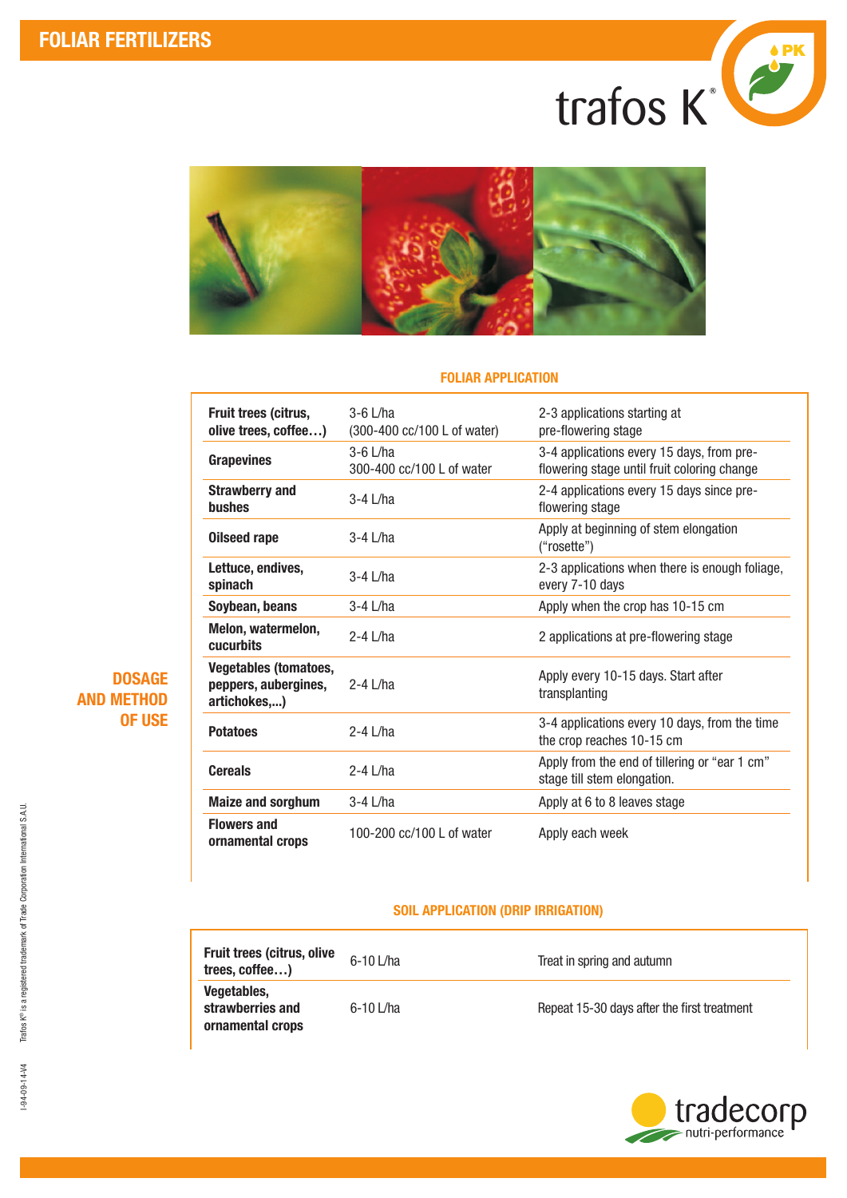# FOLIAR FERTILIZERS

trafos K®

PK

## DOSAGE AND METHOD OF USE

### FOLIAR APPLICATION

| | | |
|---|---|---|
| **Fruit trees (citrus, olive trees, coffee…)** | 3-6 L/ha (300-400 cc/100 L of water) | 2-3 applications starting at pre-flowering stage |
| **Grapevines** | 3-6 L/ha 300-400 cc/100 L of water | 3-4 applications every 15 days, from pre-flowering stage until fruit coloring change |
| **Strawberry and bushes** | 3-4 L/ha | 2-4 applications every 15 days since pre-flowering stage |
| **Oilseed rape** | 3-4 L/ha | Apply at beginning of stem elongation ("rosette") |
| **Lettuce, endives, spinach** | 3-4 L/ha | 2-3 applications when there is enough foliage, every 7-10 days |
| **Soybean, beans** | 3-4 L/ha | Apply when the crop has 10-15 cm |
| **Melon, watermelon, cucurbits** | 2-4 L/ha | 2 applications at pre-flowering stage |
| **Vegetables (tomatoes, peppers, aubergines, artichokes,...)** | 2-4 L/ha | Apply every 10-15 days. Start after transplanting |
| **Potatoes** | 2-4 L/ha | 3-4 applications every 10 days, from the time the crop reaches 10-15 cm |
| **Cereals** | 2-4 L/ha | Apply from the end of tillering or "ear 1 cm" stage till stem elongation. |
| **Maize and sorghum** | 3-4 L/ha | Apply at 6 to 8 leaves stage |
| **Flowers and ornamental crops** | 100-200 cc/100 L of water | Apply each week |

### SOIL APPLICATION (DRIP IRRIGATION)

| | | |
|---|---|---|
| **Fruit trees (citrus, olive trees, coffee…)** | 6-10 L/ha | Treat in spring and autumn |
| **Vegetables, strawberries and ornamental crops** | 6-10 L/ha | Repeat 15-30 days after the first treatment |

Trafos K® is a registered trademark of Trade Corporation International S.A.U.

I-94-09-14-V4

tradecorp nutri-performance